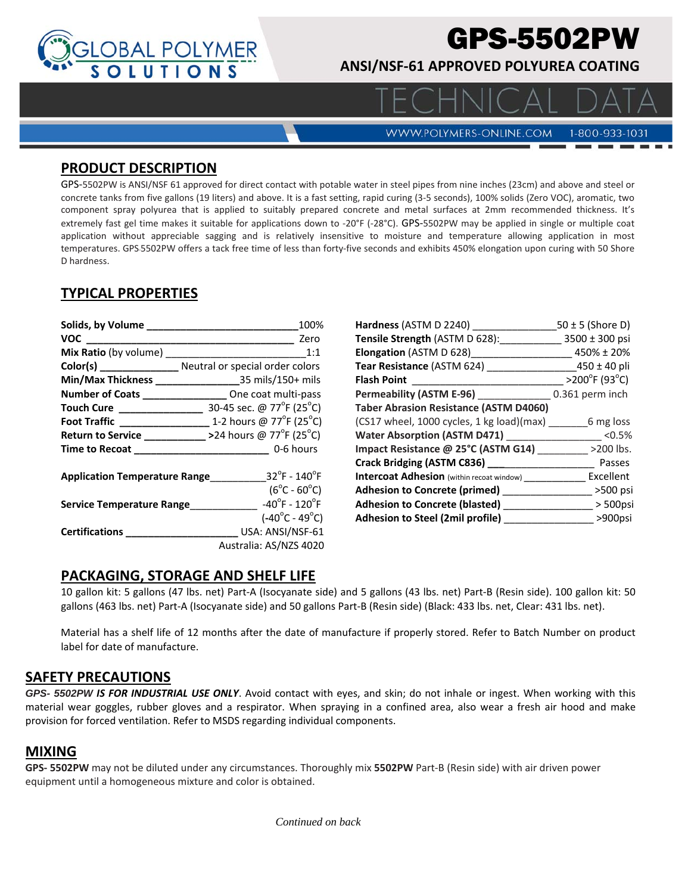# GPS-5502PW

## ANSI/NSF-61 APPROVED POLYUREA COATING

# TECHNICAL DATA

WWW.POLYMERS-ONLINE.COM 1-800-933-1031

## PRODUCT DESCRIPTION

GPS-5502PW is ANSI/NSF 61 approved for direct contact with potable water in steel pipes from nine inches (23cm) and above and steel or concrete tanks from five gallons (19 liters) and above. It is a fast setting, rapid curing (3-5 seconds), 100% solids (Zero VOC), aromatic, two component spray polyurea that is applied to suitably prepared concrete and metal surfaces at 2mm recommended thickness. It's extremely fast gel time makes it suitable for applications down to -20°F (-28°C). GPS-5502PW may be applied in single or multiple coat application without appreciable sagging and is relatively insensitive to moisture and temperature allowing application in most temperatures. GPS-5502PW offers a tack free time of less than forty-five seconds and exhibits 450% elongation upon curing with 50 Shore D hardness.

## TYPICAL PROPERTIES

| Property | Value |
|---|---|
| **Solids, by Volume** | 100% |
| **VOC** | Zero |
| **Mix Ratio** (by volume) | 1:1 |
| **Color(s)** | Neutral or special order colors |
| **Min/Max Thickness** | 35 mils/150+ mils |
| **Number of Coats** | One coat multi-pass |
| **Touch Cure** | 30-45 sec. @ 77°F (25°C) |
| **Foot Traffic** | 1-2 hours @ 77°F (25°C) |
| **Return to Service** | >24 hours @ 77°F (25°C) |
| **Time to Recoat** | 0-6 hours |
| **Application Temperature Range** | 32°F - 140°F (6°C - 60°C) |
| **Service Temperature Range** | -40°F - 120°F (-40°C - 49°C) |
| **Certifications** | USA: ANSI/NSF-61; Australia: AS/NZS 4020 |

| Property | Value |
|---|---|
| **Hardness** (ASTM D 2240) | 50 ± 5 (Shore D) |
| **Tensile Strength** (ASTM D 628): | 3500 ± 300 psi |
| **Elongation** (ASTM D 628) | 450% ± 20% |
| **Tear Resistance** (ASTM 624) | 450 ± 40 pli |
| **Flash Point** | >200°F (93°C) |
| **Permeability (ASTM E-96)** | 0.361 perm inch |
| **Taber Abrasion Resistance (ASTM D4060)** (CS17 wheel, 1000 cycles, 1 kg load)(max) | 6 mg loss |
| **Water Absorption (ASTM D471)** | <0.5% |
| **Impact Resistance @ 25°C (ASTM G14)** | >200 lbs. |
| **Crack Bridging (ASTM C836)** | Passes |
| **Intercoat Adhesion** (within recoat window) | Excellent |
| **Adhesion to Concrete (primed)** | >500 psi |
| **Adhesion to Concrete (blasted)** | > 500psi |
| **Adhesion to Steel (2mil profile)** | >900psi |

## PACKAGING, STORAGE AND SHELF LIFE

10 gallon kit: 5 gallons (47 lbs. net) Part-A (Isocyanate side) and 5 gallons (43 lbs. net) Part-B (Resin side). 100 gallon kit: 50 gallons (463 lbs. net) Part-A (Isocyanate side) and 50 gallons Part-B (Resin side) (Black: 433 lbs. net, Clear: 431 lbs. net).

Material has a shelf life of 12 months after the date of manufacture if properly stored. Refer to Batch Number on product label for date of manufacture.

## SAFETY PRECAUTIONS

***GPS- 5502PW IS FOR INDUSTRIAL USE ONLY***. Avoid contact with eyes, and skin; do not inhale or ingest. When working with this material wear goggles, rubber gloves and a respirator. When spraying in a confined area, also wear a fresh air hood and make provision for forced ventilation. Refer to MSDS regarding individual components.

## MIXING

**GPS- 5502PW** may not be diluted under any circumstances. Thoroughly mix **5502PW** Part-B (Resin side) with air driven power equipment until a homogeneous mixture and color is obtained.

*Continued on back*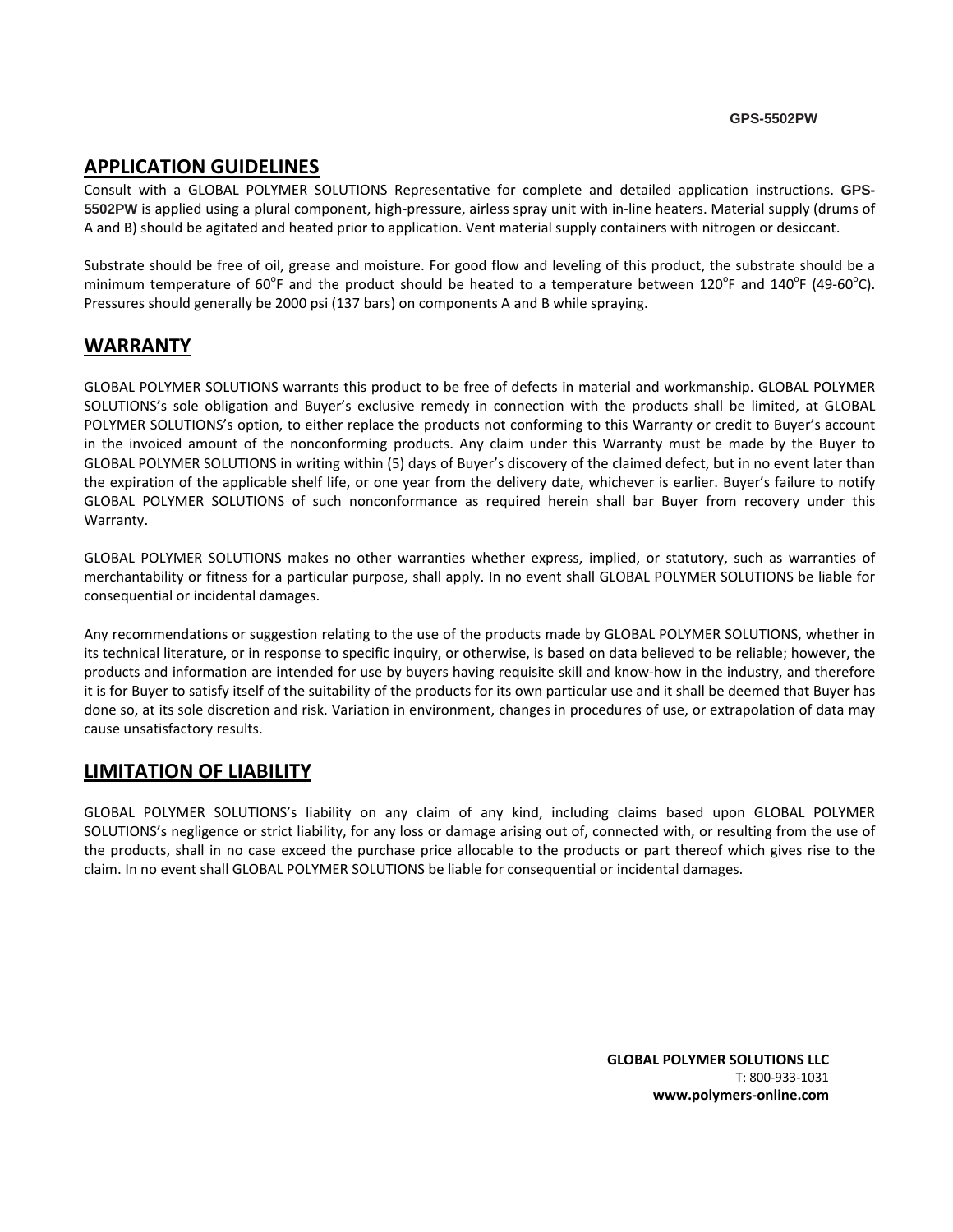## APPLICATION GUIDELINES

Consult with a GLOBAL POLYMER SOLUTIONS Representative for complete and detailed application instructions. **GPS-5502PW** is applied using a plural component, high-pressure, airless spray unit with in-line heaters. Material supply (drums of A and B) should be agitated and heated prior to application. Vent material supply containers with nitrogen or desiccant.

Substrate should be free of oil, grease and moisture. For good flow and leveling of this product, the substrate should be a minimum temperature of 60°F and the product should be heated to a temperature between 120°F and 140°F (49-60°C). Pressures should generally be 2000 psi (137 bars) on components A and B while spraying.

## WARRANTY

GLOBAL POLYMER SOLUTIONS warrants this product to be free of defects in material and workmanship. GLOBAL POLYMER SOLUTIONS's sole obligation and Buyer's exclusive remedy in connection with the products shall be limited, at GLOBAL POLYMER SOLUTIONS's option, to either replace the products not conforming to this Warranty or credit to Buyer's account in the invoiced amount of the nonconforming products. Any claim under this Warranty must be made by the Buyer to GLOBAL POLYMER SOLUTIONS in writing within (5) days of Buyer's discovery of the claimed defect, but in no event later than the expiration of the applicable shelf life, or one year from the delivery date, whichever is earlier. Buyer's failure to notify GLOBAL POLYMER SOLUTIONS of such nonconformance as required herein shall bar Buyer from recovery under this Warranty.

GLOBAL POLYMER SOLUTIONS makes no other warranties whether express, implied, or statutory, such as warranties of merchantability or fitness for a particular purpose, shall apply. In no event shall GLOBAL POLYMER SOLUTIONS be liable for consequential or incidental damages.

Any recommendations or suggestion relating to the use of the products made by GLOBAL POLYMER SOLUTIONS, whether in its technical literature, or in response to specific inquiry, or otherwise, is based on data believed to be reliable; however, the products and information are intended for use by buyers having requisite skill and know-how in the industry, and therefore it is for Buyer to satisfy itself of the suitability of the products for its own particular use and it shall be deemed that Buyer has done so, at its sole discretion and risk. Variation in environment, changes in procedures of use, or extrapolation of data may cause unsatisfactory results.

## LIMITATION OF LIABILITY

GLOBAL POLYMER SOLUTIONS's liability on any claim of any kind, including claims based upon GLOBAL POLYMER SOLUTIONS's negligence or strict liability, for any loss or damage arising out of, connected with, or resulting from the use of the products, shall in no case exceed the purchase price allocable to the products or part thereof which gives rise to the claim. In no event shall GLOBAL POLYMER SOLUTIONS be liable for consequential or incidental damages.

**GLOBAL POLYMER SOLUTIONS LLC**
T: 800-933-1031
**www.polymers-online.com**